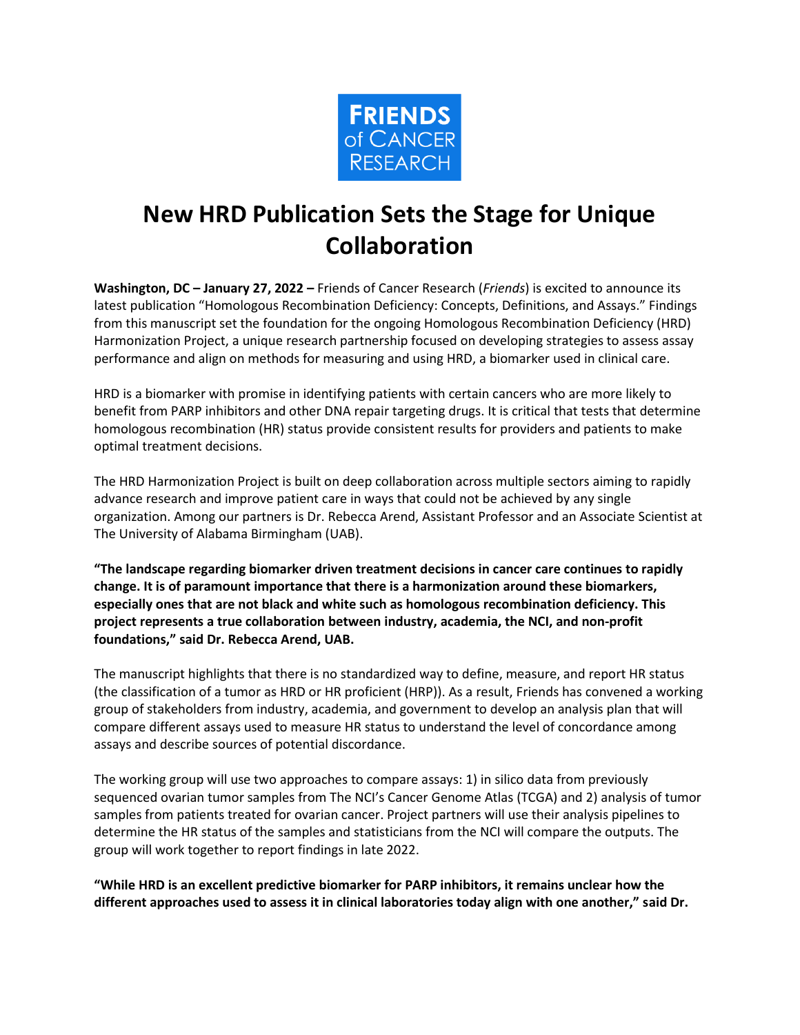FRIENDS of CANCER RESEARCH

# New HRD Publication Sets the Stage for Unique Collaboration

**Washington, DC – January 27, 2022 –** Friends of Cancer Research (*Friends*) is excited to announce its latest publication "Homologous Recombination Deficiency: Concepts, Definitions, and Assays." Findings from this manuscript set the foundation for the ongoing Homologous Recombination Deficiency (HRD) Harmonization Project, a unique research partnership focused on developing strategies to assess assay performance and align on methods for measuring and using HRD, a biomarker used in clinical care.

HRD is a biomarker with promise in identifying patients with certain cancers who are more likely to benefit from PARP inhibitors and other DNA repair targeting drugs. It is critical that tests that determine homologous recombination (HR) status provide consistent results for providers and patients to make optimal treatment decisions.

The HRD Harmonization Project is built on deep collaboration across multiple sectors aiming to rapidly advance research and improve patient care in ways that could not be achieved by any single organization. Among our partners is Dr. Rebecca Arend, Assistant Professor and an Associate Scientist at The University of Alabama Birmingham (UAB).

**"The landscape regarding biomarker driven treatment decisions in cancer care continues to rapidly change. It is of paramount importance that there is a harmonization around these biomarkers, especially ones that are not black and white such as homologous recombination deficiency. This project represents a true collaboration between industry, academia, the NCI, and non-profit foundations," said Dr. Rebecca Arend, UAB.**

The manuscript highlights that there is no standardized way to define, measure, and report HR status (the classification of a tumor as HRD or HR proficient (HRP)). As a result, Friends has convened a working group of stakeholders from industry, academia, and government to develop an analysis plan that will compare different assays used to measure HR status to understand the level of concordance among assays and describe sources of potential discordance.

The working group will use two approaches to compare assays: 1) in silico data from previously sequenced ovarian tumor samples from The NCI's Cancer Genome Atlas (TCGA) and 2) analysis of tumor samples from patients treated for ovarian cancer. Project partners will use their analysis pipelines to determine the HR status of the samples and statisticians from the NCI will compare the outputs. The group will work together to report findings in late 2022.

**"While HRD is an excellent predictive biomarker for PARP inhibitors, it remains unclear how the different approaches used to assess it in clinical laboratories today align with one another," said Dr.**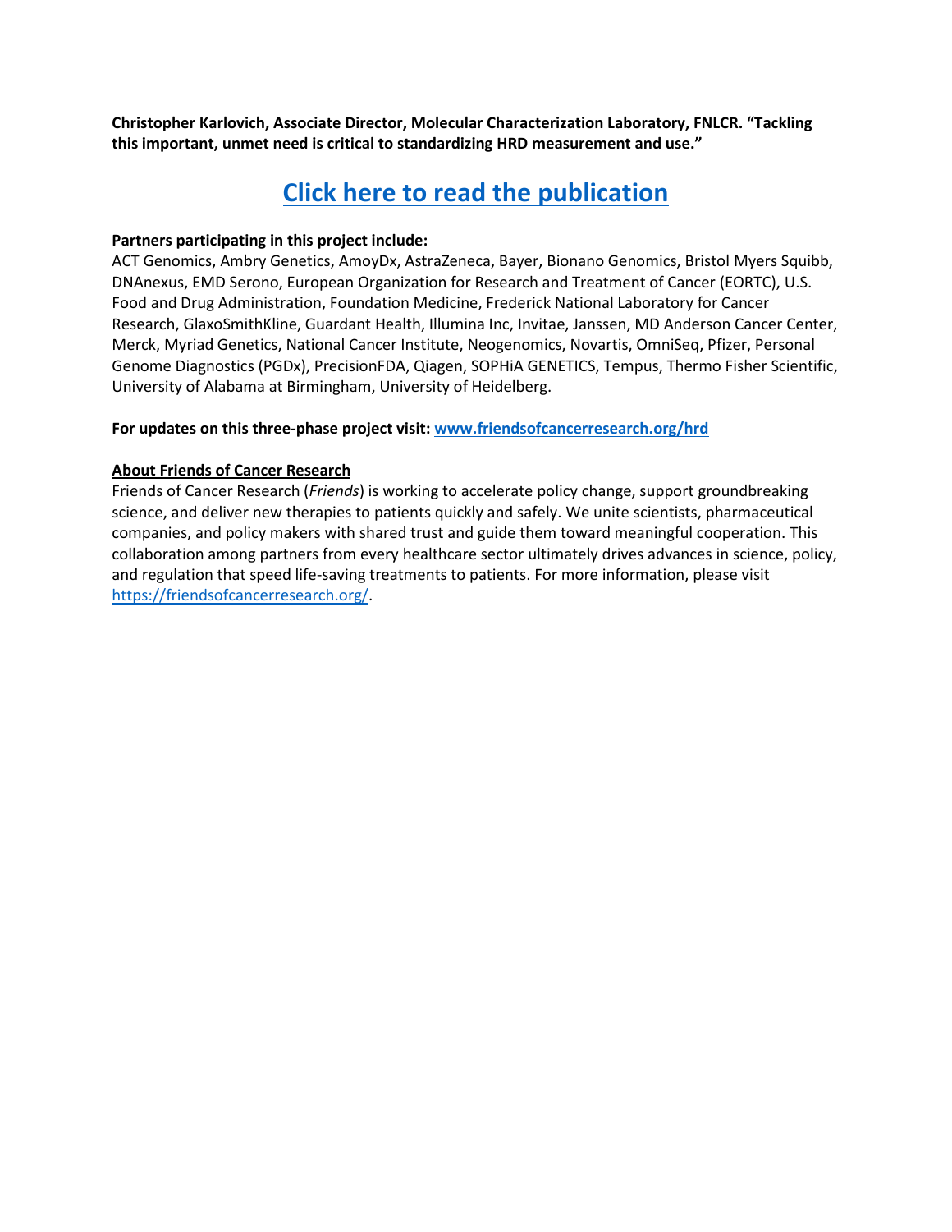**Christopher Karlovich, Associate Director, Molecular Characterization Laboratory, FNLCR. "Tackling this important, unmet need is critical to standardizing HRD measurement and use."**

## Click here to read the publication

**Partners participating in this project include:**
ACT Genomics, Ambry Genetics, AmoyDx, AstraZeneca, Bayer, Bionano Genomics, Bristol Myers Squibb, DNAnexus, EMD Serono, European Organization for Research and Treatment of Cancer (EORTC), U.S. Food and Drug Administration, Foundation Medicine, Frederick National Laboratory for Cancer Research, GlaxoSmithKline, Guardant Health, Illumina Inc, Invitae, Janssen, MD Anderson Cancer Center, Merck, Myriad Genetics, National Cancer Institute, Neogenomics, Novartis, OmniSeq, Pfizer, Personal Genome Diagnostics (PGDx), PrecisionFDA, Qiagen, SOPHiA GENETICS, Tempus, Thermo Fisher Scientific, University of Alabama at Birmingham, University of Heidelberg.

**For updates on this three-phase project visit: www.friendsofcancerresearch.org/hrd**

**About Friends of Cancer Research**

Friends of Cancer Research (*Friends*) is working to accelerate policy change, support groundbreaking science, and deliver new therapies to patients quickly and safely. We unite scientists, pharmaceutical companies, and policy makers with shared trust and guide them toward meaningful cooperation. This collaboration among partners from every healthcare sector ultimately drives advances in science, policy, and regulation that speed life-saving treatments to patients. For more information, please visit https://friendsofcancerresearch.org/.